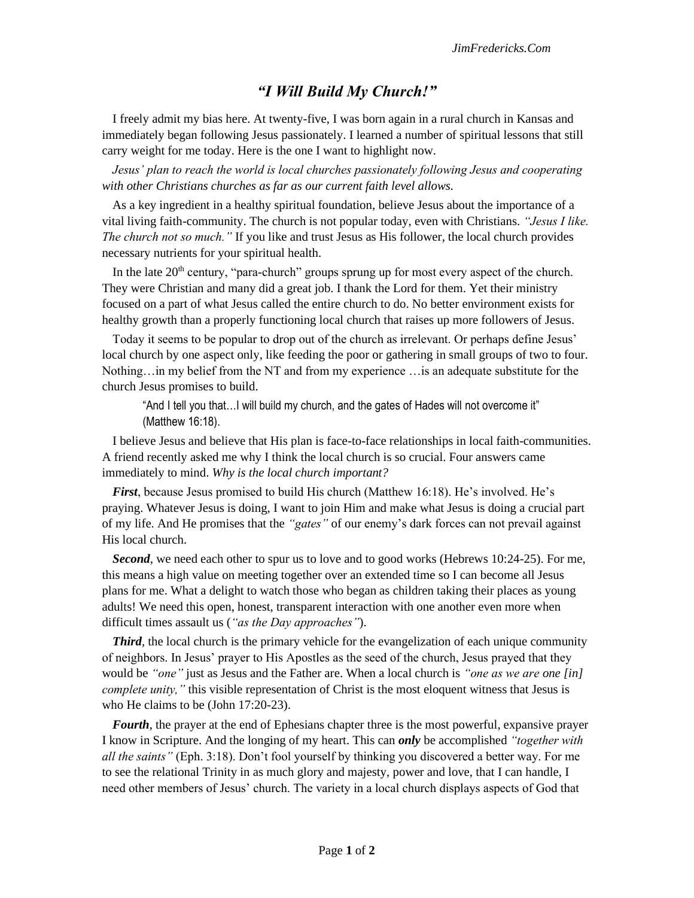# *"I Will Build My Church!"*

I freely admit my bias here. At twenty-five, I was born again in a rural church in Kansas and immediately began following Jesus passionately. I learned a number of spiritual lessons that still carry weight for me today. Here is the one I want to highlight now.

*Jesus' plan to reach the world is local churches passionately following Jesus and cooperating with other Christians churches as far as our current faith level allows.*

As a key ingredient in a healthy spiritual foundation, believe Jesus about the importance of a vital living faith-community. The church is not popular today, even with Christians. *"Jesus I like. The church not so much."* If you like and trust Jesus as His follower, the local church provides necessary nutrients for your spiritual health.

In the late 20th century, "para-church" groups sprung up for most every aspect of the church. They were Christian and many did a great job. I thank the Lord for them. Yet their ministry focused on a part of what Jesus called the entire church to do. No better environment exists for healthy growth than a properly functioning local church that raises up more followers of Jesus.

Today it seems to be popular to drop out of the church as irrelevant. Or perhaps define Jesus' local church by one aspect only, like feeding the poor or gathering in small groups of two to four. Nothing…in my belief from the NT and from my experience …is an adequate substitute for the church Jesus promises to build.

> "And I tell you that…I will build my church, and the gates of Hades will not overcome it" (Matthew 16:18).

I believe Jesus and believe that His plan is face-to-face relationships in local faith-communities. A friend recently asked me why I think the local church is so crucial. Four answers came immediately to mind. *Why is the local church important?*

***First***, because Jesus promised to build His church (Matthew 16:18). He's involved. He's praying. Whatever Jesus is doing, I want to join Him and make what Jesus is doing a crucial part of my life. And He promises that the *"gates"* of our enemy's dark forces can not prevail against His local church.

***Second***, we need each other to spur us to love and to good works (Hebrews 10:24-25). For me, this means a high value on meeting together over an extended time so I can become all Jesus plans for me. What a delight to watch those who began as children taking their places as young adults! We need this open, honest, transparent interaction with one another even more when difficult times assault us (*"as the Day approaches"*).

***Third***, the local church is the primary vehicle for the evangelization of each unique community of neighbors. In Jesus' prayer to His Apostles as the seed of the church, Jesus prayed that they would be *"one"* just as Jesus and the Father are. When a local church is *"one as we are one [in] complete unity,"* this visible representation of Christ is the most eloquent witness that Jesus is who He claims to be (John 17:20-23).

***Fourth***, the prayer at the end of Ephesians chapter three is the most powerful, expansive prayer I know in Scripture. And the longing of my heart. This can ***only*** be accomplished *"together with all the saints"* (Eph. 3:18). Don't fool yourself by thinking you discovered a better way. For me to see the relational Trinity in as much glory and majesty, power and love, that I can handle, I need other members of Jesus' church. The variety in a local church displays aspects of God that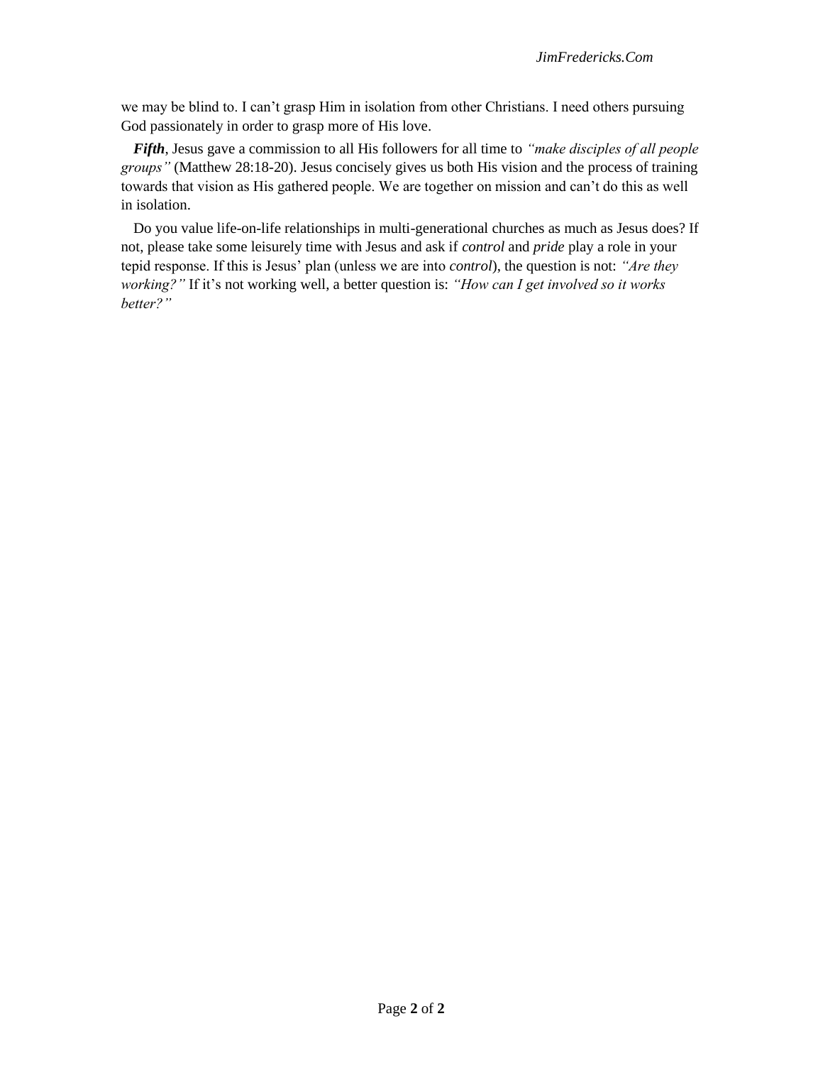we may be blind to. I can't grasp Him in isolation from other Christians. I need others pursuing God passionately in order to grasp more of His love.

***Fifth***, Jesus gave a commission to all His followers for all time to *"make disciples of all people groups"* (Matthew 28:18-20). Jesus concisely gives us both His vision and the process of training towards that vision as His gathered people. We are together on mission and can't do this as well in isolation.

Do you value life-on-life relationships in multi-generational churches as much as Jesus does? If not, please take some leisurely time with Jesus and ask if *control* and *pride* play a role in your tepid response. If this is Jesus' plan (unless we are into *control*), the question is not: *"Are they working?"* If it's not working well, a better question is: *"How can I get involved so it works better?"*